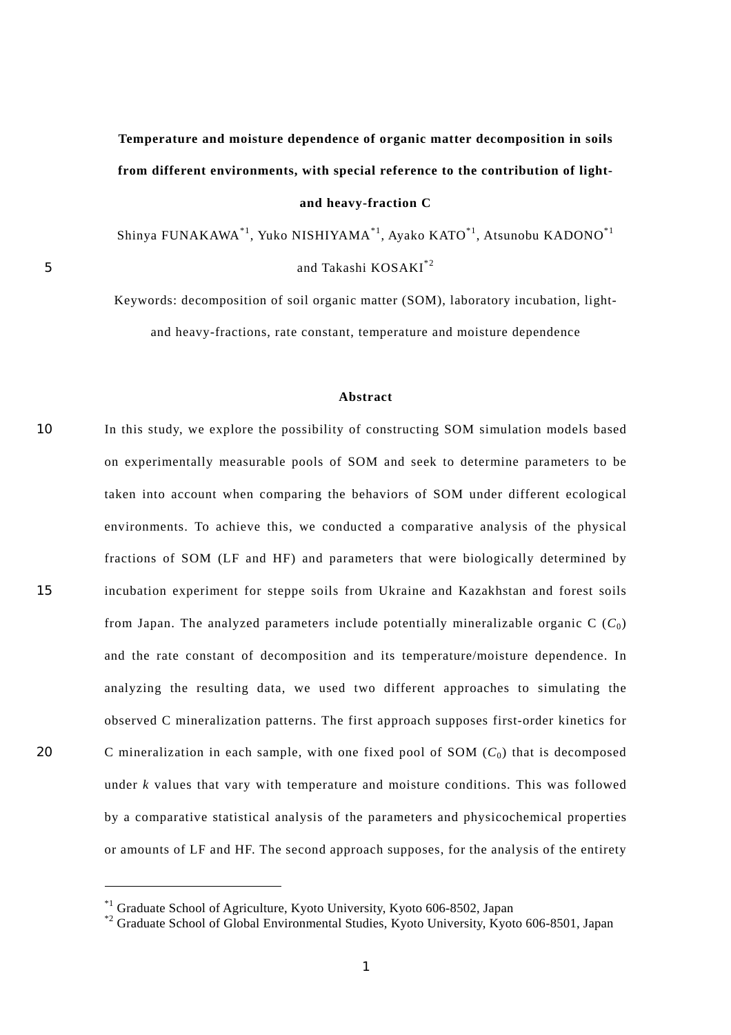# Temperature and moisture dependence of organic matter decomposition in soils from different environments, with special reference to the contribution of light- and heavy-fraction C

Shinya FUNAKAWA[*1], Yuko NISHIYAMA[*1], Ayako KATO[*1], Atsunobu KADONO[*1] and Takashi KOSAKI[*2]

Keywords: decomposition of soil organic matter (SOM), laboratory incubation, light- and heavy-fractions, rate constant, temperature and moisture dependence

## Abstract

In this study, we explore the possibility of constructing SOM simulation models based on experimentally measurable pools of SOM and seek to determine parameters to be taken into account when comparing the behaviors of SOM under different ecological environments. To achieve this, we conducted a comparative analysis of the physical fractions of SOM (LF and HF) and parameters that were biologically determined by incubation experiment for steppe soils from Ukraine and Kazakhstan and forest soils from Japan. The analyzed parameters include potentially mineralizable organic C ($C_0$) and the rate constant of decomposition and its temperature/moisture dependence. In analyzing the resulting data, we used two different approaches to simulating the observed C mineralization patterns. The first approach supposes first-order kinetics for C mineralization in each sample, with one fixed pool of SOM ($C_0$) that is decomposed under $k$ values that vary with temperature and moisture conditions. This was followed by a comparative statistical analysis of the parameters and physicochemical properties or amounts of LF and HF. The second approach supposes, for the analysis of the entirety

[*1] Graduate School of Agriculture, Kyoto University, Kyoto 606-8502, Japan
[*2] Graduate School of Global Environmental Studies, Kyoto University, Kyoto 606-8501, Japan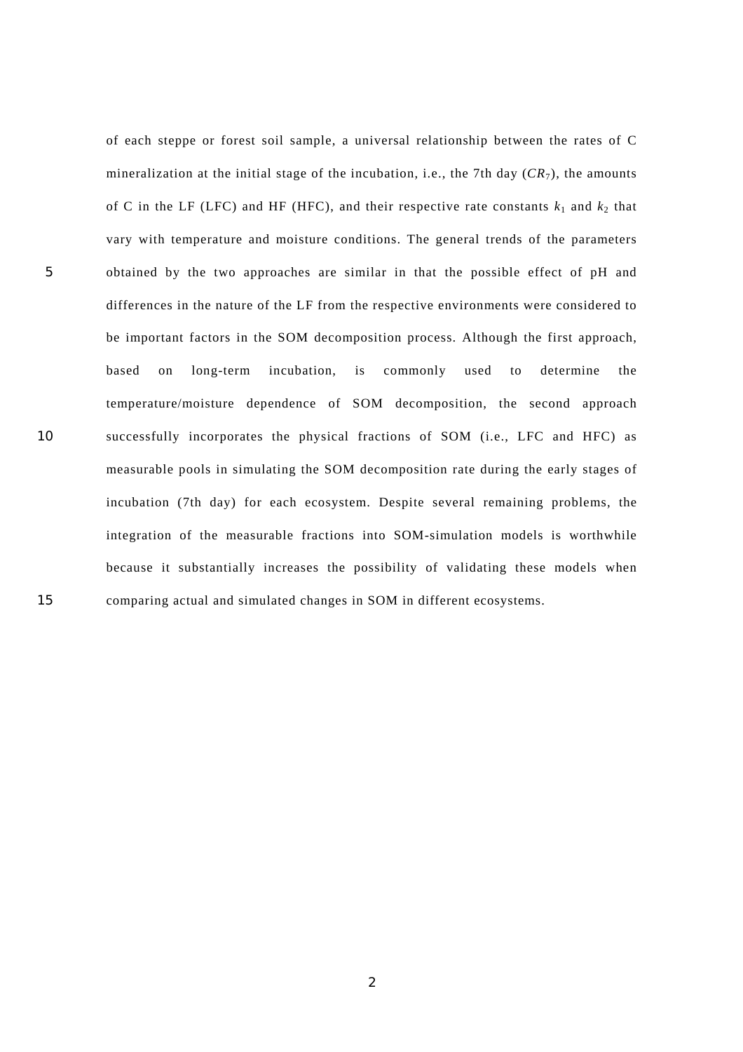of each steppe or forest soil sample, a universal relationship between the rates of C mineralization at the initial stage of the incubation, i.e., the 7th day ($CR_7$), the amounts of C in the LF (LFC) and HF (HFC), and their respective rate constants $k_1$ and $k_2$ that vary with temperature and moisture conditions. The general trends of the parameters obtained by the two approaches are similar in that the possible effect of pH and differences in the nature of the LF from the respective environments were considered to be important factors in the SOM decomposition process. Although the first approach, based on long-term incubation, is commonly used to determine the temperature/moisture dependence of SOM decomposition, the second approach successfully incorporates the physical fractions of SOM (i.e., LFC and HFC) as measurable pools in simulating the SOM decomposition rate during the early stages of incubation (7th day) for each ecosystem. Despite several remaining problems, the integration of the measurable fractions into SOM-simulation models is worthwhile because it substantially increases the possibility of validating these models when comparing actual and simulated changes in SOM in different ecosystems.